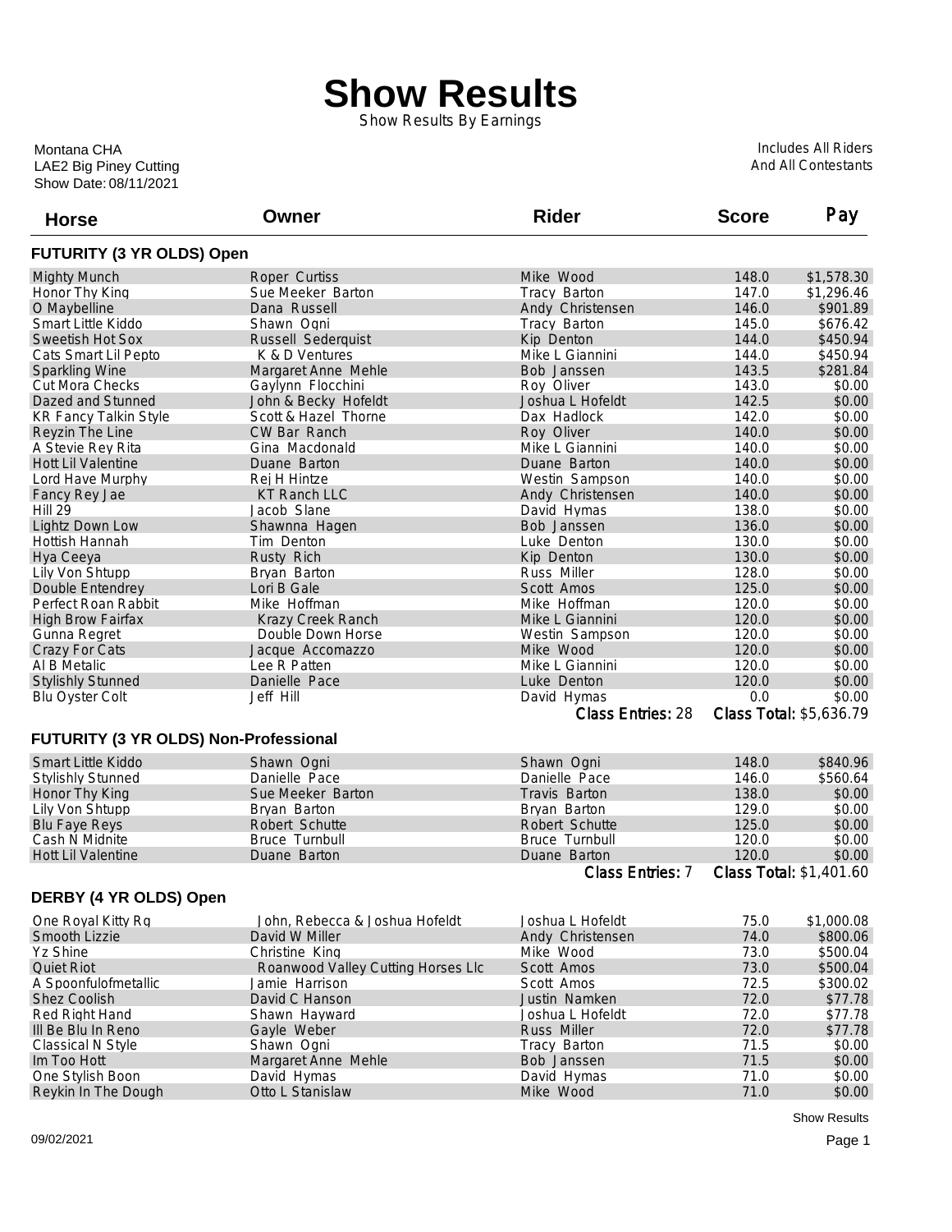# Show Results

Show Results By Earnings

Montana CHA
LAE2 Big Piney Cutting
Show Date: 08/11/2021

Includes All Riders
And All Contestants

## FUTURITY (3 YR OLDS) Open

| Horse | Owner | Rider | Score | Pay |
|---|---|---|---|---|
| Mighty Munch | Roper Curtiss | Mike Wood | 148.0 | $1,578.30 |
| Honor Thy King | Sue Meeker Barton | Tracy Barton | 147.0 | $1,296.46 |
| O Maybelline | Dana Russell | Andy Christensen | 146.0 | $901.89 |
| Smart Little Kiddo | Shawn Ogni | Tracy Barton | 145.0 | $676.42 |
| Sweetish Hot Sox | Russell Sederquist | Kip Denton | 144.0 | $450.94 |
| Cats Smart Lil Pepto | K & D Ventures | Mike L Giannini | 144.0 | $450.94 |
| Sparkling Wine | Margaret Anne Mehle | Bob Janssen | 143.5 | $281.84 |
| Cut Mora Checks | Gaylynn Flocchini | Roy Oliver | 143.0 | $0.00 |
| Dazed and Stunned | John & Becky Hofeldt | Joshua L Hofeldt | 142.5 | $0.00 |
| KR Fancy Talkin Style | Scott & Hazel Thorne | Dax Hadlock | 142.0 | $0.00 |
| Reyzin The Line | CW Bar Ranch | Roy Oliver | 140.0 | $0.00 |
| A Stevie Rey Rita | Gina Macdonald | Mike L Giannini | 140.0 | $0.00 |
| Hott Lil Valentine | Duane Barton | Duane Barton | 140.0 | $0.00 |
| Lord Have Murphy | Rej H Hintze | Westin Sampson | 140.0 | $0.00 |
| Fancy Rey Jae | KT Ranch LLC | Andy Christensen | 140.0 | $0.00 |
| Hill 29 | Jacob Slane | David Hymas | 138.0 | $0.00 |
| Lightz Down Low | Shawnna Hagen | Bob Janssen | 136.0 | $0.00 |
| Hottish Hannah | Tim Denton | Luke Denton | 130.0 | $0.00 |
| Hya Ceeya | Rusty Rich | Kip Denton | 130.0 | $0.00 |
| Lily Von Shtupp | Bryan Barton | Russ Miller | 128.0 | $0.00 |
| Double Entendrey | Lori B Gale | Scott Amos | 125.0 | $0.00 |
| Perfect Roan Rabbit | Mike Hoffman | Mike Hoffman | 120.0 | $0.00 |
| High Brow Fairfax | Krazy Creek Ranch | Mike L Giannini | 120.0 | $0.00 |
| Gunna Regret | Double Down Horse | Westin Sampson | 120.0 | $0.00 |
| Crazy For Cats | Jacque Accomazzo | Mike Wood | 120.0 | $0.00 |
| Al B Metalic | Lee R Patten | Mike L Giannini | 120.0 | $0.00 |
| Stylishly Stunned | Danielle Pace | Luke Denton | 120.0 | $0.00 |
| Blu Oyster Colt | Jeff Hill | David Hymas | 0.0 | $0.00 |

Class Entries: 28 Class Total: $5,636.79

## FUTURITY (3 YR OLDS) Non-Professional

| Horse | Owner | Rider | Score | Pay |
|---|---|---|---|---|
| Smart Little Kiddo | Shawn Ogni | Shawn Ogni | 148.0 | $840.96 |
| Stylishly Stunned | Danielle Pace | Danielle Pace | 146.0 | $560.64 |
| Honor Thy King | Sue Meeker Barton | Travis Barton | 138.0 | $0.00 |
| Lily Von Shtupp | Bryan Barton | Bryan Barton | 129.0 | $0.00 |
| Blu Faye Reys | Robert Schutte | Robert Schutte | 125.0 | $0.00 |
| Cash N Midnite | Bruce Turnbull | Bruce Turnbull | 120.0 | $0.00 |
| Hott Lil Valentine | Duane Barton | Duane Barton | 120.0 | $0.00 |

Class Entries: 7 Class Total: $1,401.60

## DERBY (4 YR OLDS) Open

| Horse | Owner | Rider | Score | Pay |
|---|---|---|---|---|
| One Royal Kitty Rg | John, Rebecca & Joshua Hofeldt | Joshua L Hofeldt | 75.0 | $1,000.08 |
| Smooth Lizzie | David W Miller | Andy Christensen | 74.0 | $800.06 |
| Yz Shine | Christine King | Mike Wood | 73.0 | $500.04 |
| Quiet Riot | Roanwood Valley Cutting Horses Llc | Scott Amos | 73.0 | $500.04 |
| A Spoonfulofmetallic | Jamie Harrison | Scott Amos | 72.5 | $300.02 |
| Shez Coolish | David C Hanson | Justin Namken | 72.0 | $77.78 |
| Red Right Hand | Shawn Hayward | Joshua L Hofeldt | 72.0 | $77.78 |
| Ill Be Blu In Reno | Gayle Weber | Russ Miller | 72.0 | $77.78 |
| Classical N Style | Shawn Ogni | Tracy Barton | 71.5 | $0.00 |
| Im Too Hott | Margaret Anne Mehle | Bob Janssen | 71.5 | $0.00 |
| One Stylish Boon | David Hymas | David Hymas | 71.0 | $0.00 |
| Reykin In The Dough | Otto L Stanislaw | Mike Wood | 71.0 | $0.00 |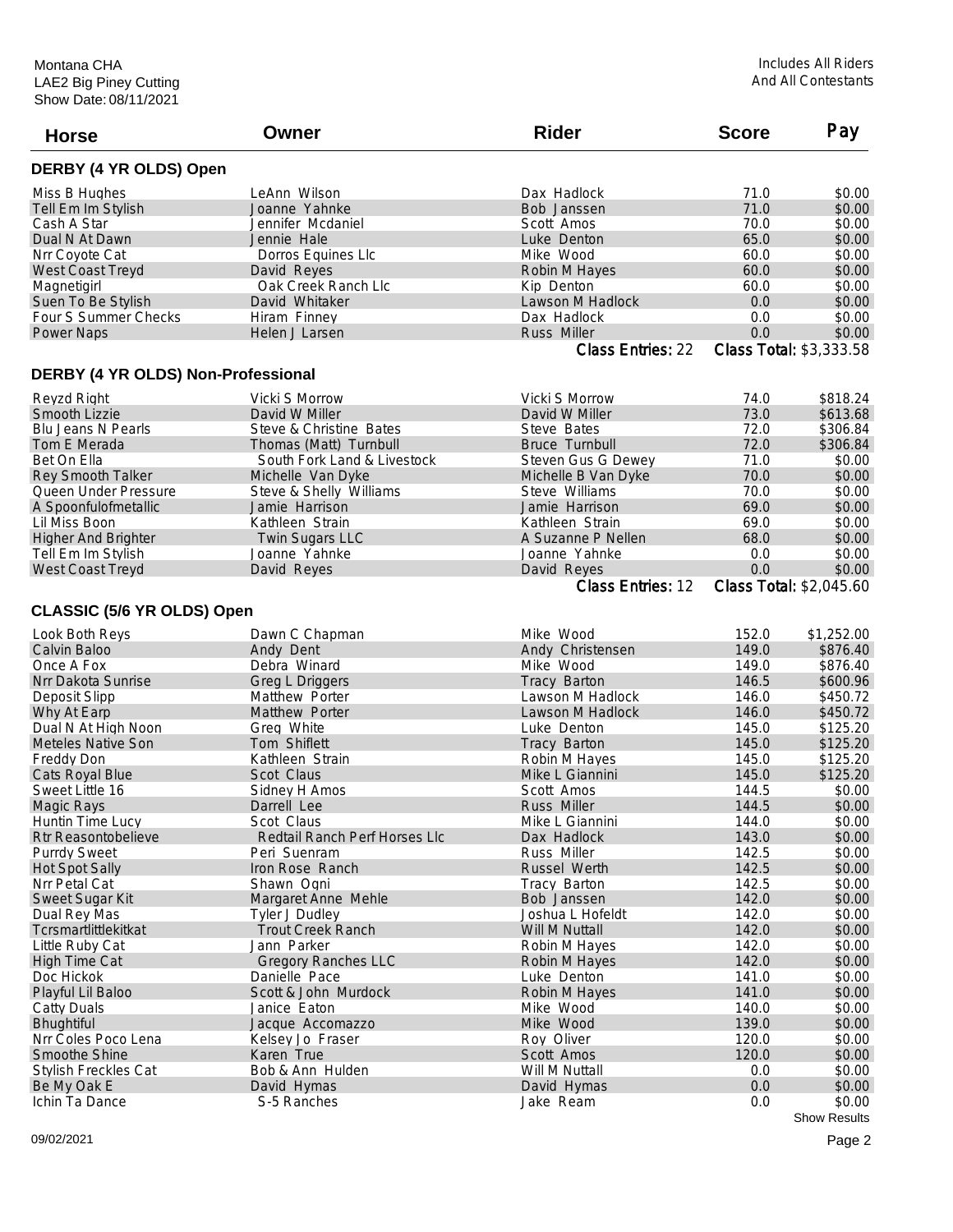Montana CHA
LAE2 Big Piney Cutting
Show Date: 08/11/2021

Includes All Riders
And All Contestants

| Horse | Owner | Rider | Score | Pay |
|---|---|---|---|---|

## DERBY (4 YR OLDS) Open

| Horse | Owner | Rider | Score | Pay |
|---|---|---|---|---|
| Miss B Hughes | LeAnn Wilson | Dax Hadlock | 71.0 | $0.00 |
| Tell Em Im Stylish | Joanne Yahnke | Bob Janssen | 71.0 | $0.00 |
| Cash A Star | Jennifer Mcdaniel | Scott Amos | 70.0 | $0.00 |
| Dual N At Dawn | Jennie Hale | Luke Denton | 65.0 | $0.00 |
| Nrr Coyote Cat | Dorros Equines Llc | Mike Wood | 60.0 | $0.00 |
| West Coast Treyd | David Reyes | Robin M Hayes | 60.0 | $0.00 |
| Magnetigirl | Oak Creek Ranch Llc | Kip Denton | 60.0 | $0.00 |
| Suen To Be Stylish | David Whitaker | Lawson M Hadlock | 0.0 | $0.00 |
| Four S Summer Checks | Hiram Finney | Dax Hadlock | 0.0 | $0.00 |
| Power Naps | Helen J Larsen | Russ Miller | 0.0 | $0.00 |

Class Entries: 22 Class Total: $3,333.58

## DERBY (4 YR OLDS) Non-Professional

| Horse | Owner | Rider | Score | Pay |
|---|---|---|---|---|
| Reyzd Right | Vicki S Morrow | Vicki S Morrow | 74.0 | $818.24 |
| Smooth Lizzie | David W Miller | David W Miller | 73.0 | $613.68 |
| Blu Jeans N Pearls | Steve & Christine Bates | Steve Bates | 72.0 | $306.84 |
| Tom E Merada | Thomas (Matt) Turnbull | Bruce Turnbull | 72.0 | $306.84 |
| Bet On Ella | South Fork Land & Livestock | Steven Gus G Dewey | 71.0 | $0.00 |
| Rey Smooth Talker | Michelle Van Dyke | Michelle B Van Dyke | 70.0 | $0.00 |
| Queen Under Pressure | Steve & Shelly Williams | Steve Williams | 70.0 | $0.00 |
| A Spoonfulofmetallic | Jamie Harrison | Jamie Harrison | 69.0 | $0.00 |
| Lil Miss Boon | Kathleen Strain | Kathleen Strain | 69.0 | $0.00 |
| Higher And Brighter | Twin Sugars LLC | A Suzanne P Nellen | 68.0 | $0.00 |
| Tell Em Im Stylish | Joanne Yahnke | Joanne Yahnke | 0.0 | $0.00 |
| West Coast Treyd | David Reyes | David Reyes | 0.0 | $0.00 |

Class Entries: 12 Class Total: $2,045.60

## CLASSIC (5/6 YR OLDS) Open

| Horse | Owner | Rider | Score | Pay |
|---|---|---|---|---|
| Look Both Reys | Dawn C Chapman | Mike Wood | 152.0 | $1,252.00 |
| Calvin Baloo | Andy Dent | Andy Christensen | 149.0 | $876.40 |
| Once A Fox | Debra Winard | Mike Wood | 149.0 | $876.40 |
| Nrr Dakota Sunrise | Greg L Driggers | Tracy Barton | 146.5 | $600.96 |
| Deposit Slipp | Matthew Porter | Lawson M Hadlock | 146.0 | $450.72 |
| Why At Earp | Matthew Porter | Lawson M Hadlock | 146.0 | $450.72 |
| Dual N At High Noon | Greg White | Luke Denton | 145.0 | $125.20 |
| Meteles Native Son | Tom Shiflett | Tracy Barton | 145.0 | $125.20 |
| Freddy Don | Kathleen Strain | Robin M Hayes | 145.0 | $125.20 |
| Cats Royal Blue | Scot Claus | Mike L Giannini | 145.0 | $125.20 |
| Sweet Little 16 | Sidney H Amos | Scott Amos | 144.5 | $0.00 |
| Magic Rays | Darrell Lee | Russ Miller | 144.5 | $0.00 |
| Huntin Time Lucy | Scot Claus | Mike L Giannini | 144.0 | $0.00 |
| Rtr Reasontobelieve | Redtail Ranch Perf Horses Llc | Dax Hadlock | 143.0 | $0.00 |
| Purrdy Sweet | Peri Suenram | Russ Miller | 142.5 | $0.00 |
| Hot Spot Sally | Iron Rose Ranch | Russel Werth | 142.5 | $0.00 |
| Nrr Petal Cat | Shawn Ogni | Tracy Barton | 142.5 | $0.00 |
| Sweet Sugar Kit | Margaret Anne Mehle | Bob Janssen | 142.0 | $0.00 |
| Dual Rey Mas | Tyler J Dudley | Joshua L Hofeldt | 142.0 | $0.00 |
| Tcrsmartlittlekitkat | Trout Creek Ranch | Will M Nuttall | 142.0 | $0.00 |
| Little Ruby Cat | Jann Parker | Robin M Hayes | 142.0 | $0.00 |
| High Time Cat | Gregory Ranches LLC | Robin M Hayes | 142.0 | $0.00 |
| Doc Hickok | Danielle Pace | Luke Denton | 141.0 | $0.00 |
| Playful Lil Baloo | Scott & John Murdock | Robin M Hayes | 141.0 | $0.00 |
| Catty Duals | Janice Eaton | Mike Wood | 140.0 | $0.00 |
| Bhughtiful | Jacque Accomazzo | Mike Wood | 139.0 | $0.00 |
| Nrr Coles Poco Lena | Kelsey Jo Fraser | Roy Oliver | 120.0 | $0.00 |
| Smoothe Shine | Karen True | Scott Amos | 120.0 | $0.00 |
| Stylish Freckles Cat | Bob & Ann Hulden | Will M Nuttall | 0.0 | $0.00 |
| Be My Oak E | David Hymas | David Hymas | 0.0 | $0.00 |
| Ichin Ta Dance | S-5 Ranches | Jake Ream | 0.0 | $0.00 |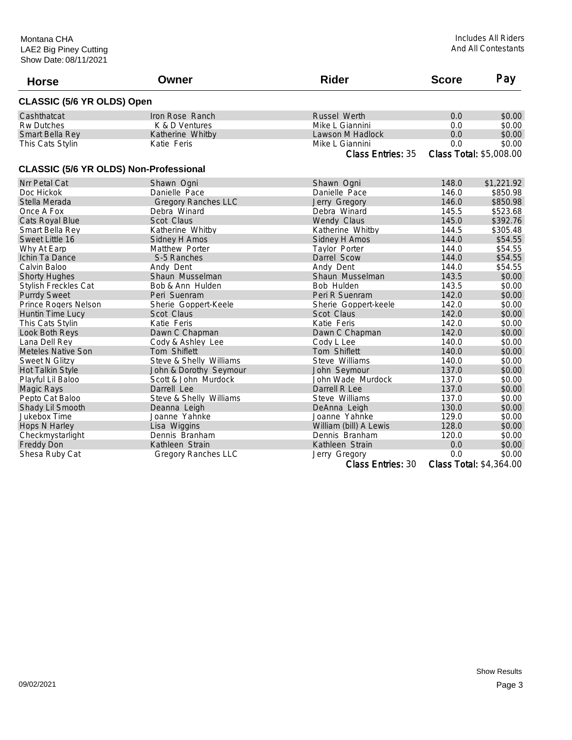Montana CHA
LAE2 Big Piney Cutting
Show Date: 08/11/2021

Includes All Riders
And All Contestants

| Horse | Owner | Rider | Score | Pay |
|---|---|---|---|---|
| **CLASSIC (5/6 YR OLDS) Open** | | | | |
| Cashthatcat | Iron Rose Ranch | Russel Werth | 0.0 | $0.00 |
| Rw Dutches | K & D Ventures | Mike L Giannini | 0.0 | $0.00 |
| Smart Bella Rey | Katherine Whitby | Lawson M Hadlock | 0.0 | $0.00 |
| This Cats Stylin | Katie Feris | Mike L Giannini | 0.0 | $0.00 |
| | | Class Entries: 35 | Class Total: $5,008.00 | |
| **CLASSIC (5/6 YR OLDS) Non-Professional** | | | | |
| Nrr Petal Cat | Shawn Ogni | Shawn Ogni | 148.0 | $1,221.92 |
| Doc Hickok | Danielle Pace | Danielle Pace | 146.0 | $850.98 |
| Stella Merada | Gregory Ranches LLC | Jerry Gregory | 146.0 | $850.98 |
| Once A Fox | Debra Winard | Debra Winard | 145.5 | $523.68 |
| Cats Royal Blue | Scot Claus | Wendy Claus | 145.0 | $392.76 |
| Smart Bella Rey | Katherine Whitby | Katherine Whitby | 144.5 | $305.48 |
| Sweet Little 16 | Sidney H Amos | Sidney H Amos | 144.0 | $54.55 |
| Why At Earp | Matthew Porter | Taylor Porter | 144.0 | $54.55 |
| Ichin Ta Dance | S-5 Ranches | Darrel Scow | 144.0 | $54.55 |
| Calvin Baloo | Andy Dent | Andy Dent | 144.0 | $54.55 |
| Shorty Hughes | Shaun Musselman | Shaun Musselman | 143.5 | $0.00 |
| Stylish Freckles Cat | Bob & Ann Hulden | Bob Hulden | 143.5 | $0.00 |
| Purrdy Sweet | Peri Suenram | Peri R Suenram | 142.0 | $0.00 |
| Prince Rogers Nelson | Sherie Goppert-Keele | Sherie Goppert-keele | 142.0 | $0.00 |
| Huntin Time Lucy | Scot Claus | Scot Claus | 142.0 | $0.00 |
| This Cats Stylin | Katie Feris | Katie Feris | 142.0 | $0.00 |
| Look Both Reys | Dawn C Chapman | Dawn C Chapman | 142.0 | $0.00 |
| Lana Dell Rey | Cody & Ashley Lee | Cody L Lee | 140.0 | $0.00 |
| Meteles Native Son | Tom Shiflett | Tom Shiflett | 140.0 | $0.00 |
| Sweet N Glitzy | Steve & Shelly Williams | Steve Williams | 140.0 | $0.00 |
| Hot Talkin Style | John & Dorothy Seymour | John Seymour | 137.0 | $0.00 |
| Playful Lil Baloo | Scott & John Murdock | John Wade Murdock | 137.0 | $0.00 |
| Magic Rays | Darrell Lee | Darrell R Lee | 137.0 | $0.00 |
| Pepto Cat Baloo | Steve & Shelly Williams | Steve Williams | 137.0 | $0.00 |
| Shady Lil Smooth | Deanna Leigh | DeAnna Leigh | 130.0 | $0.00 |
| Jukebox Time | Joanne Yahnke | Joanne Yahnke | 129.0 | $0.00 |
| Hops N Harley | Lisa Wiggins | William (bill) A Lewis | 128.0 | $0.00 |
| Checkmystarlight | Dennis Branham | Dennis Branham | 120.0 | $0.00 |
| Freddy Don | Kathleen Strain | Kathleen Strain | 0.0 | $0.00 |
| Shesa Ruby Cat | Gregory Ranches LLC | Jerry Gregory | 0.0 | $0.00 |
| | | Class Entries: 30 | Class Total: $4,364.00 | |

09/02/2021

Show Results